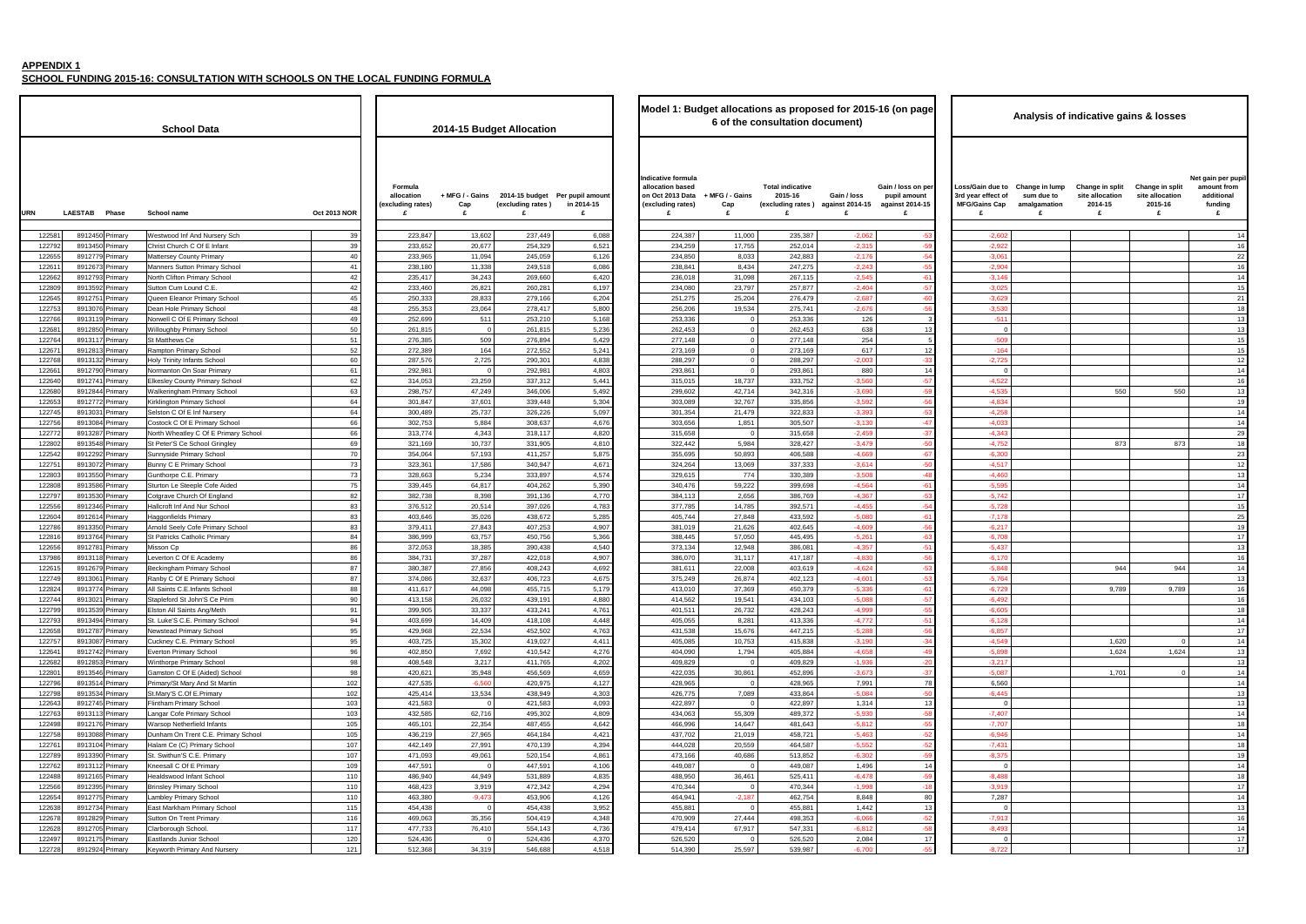**APPENDIX 1**
**SCHOOL FUNDING 2015-16: CONSULTATION WITH SCHOOLS ON THE LOCAL FUNDING FORMULA**

| School Data | | | | | 2014-15 Budget Allocation | | | | Model 1: Budget allocations as proposed for 2015-16 (on page 6 of the consultation document) | | | | | Analysis of indicative gains & losses | | | | |
|---|---|---|---|---|---|---|---|---|---|---|---|---|---|---|---|---|---|---|
| URN | LAESTAB | Phase | School name | Oct 2013 NOR | Formula allocation (excluding rates) £ | + MFG / - Gains Cap £ | 2014-15 budget (excluding rates) £ | Per pupil amount in 2014-15 £ | Indicative formula allocation based on Oct 2014 Data (excluding rates) £ | + MFG / - Gains Cap £ | Total indicative 2015-16 (excluding rates) £ | Gain / loss against 2014-15 £ | Gain / loss on per pupil amount against 2014-15 £ | Loss/Gain due to 3rd year effect of MFG/Gains Cap £ | Change in lump sum due to amalgamation £ | Change in split site allocation 2014-15 £ | Change in split site allocation 2015-16 £ | Net gain per pupil amount from additional funding £ |
| 122581 | 8912450 | Primary | Westwood Inf And Nursery Sch | 39 | 223,847 | 13,602 | 237,449 | 6,088 | 224,387 | 11,000 | 235,387 | -2,062 | -53 | -2,602 | | | | 14 |
| 122792 | 8913450 | Primary | Christ Church C Of E Infant | 39 | 233,652 | 20,677 | 254,329 | 6,521 | 234,259 | 17,755 | 252,014 | -2,315 | -59 | -2,922 | | | | 16 |
| 122655 | 8912779 | Primary | Mattersey County Primary | 40 | 233,965 | 11,094 | 245,059 | 6,126 | 234,850 | 8,033 | 242,883 | -2,176 | -54 | -3,061 | | | | 22 |
| 122611 | 8912673 | Primary | Manners Sutton Primary School | 41 | 238,180 | 11,338 | 249,518 | 6,086 | 238,841 | 8,434 | 247,275 | -2,243 | -55 | -2,904 | | | | 16 |
| 122662 | 8912793 | Primary | North Clifton Primary School | 42 | 235,417 | 34,243 | 269,660 | 6,420 | 236,018 | 31,098 | 267,115 | -2,545 | -61 | -3,146 | | | | 14 |
| 122809 | 8913592 | Primary | Sutton Cum Lound C.E. | 42 | 233,460 | 26,821 | 260,281 | 6,197 | 234,080 | 23,797 | 257,877 | -2,404 | -57 | -3,025 | | | | 15 |
| 122645 | 8912751 | Primary | Queen Eleanor Primary School | 45 | 250,333 | 28,833 | 279,166 | 6,204 | 251,275 | 25,204 | 276,479 | -2,687 | -60 | -3,629 | | | | 21 |
| 122753 | 8913076 | Primary | Dean Hole Primary School | 48 | 255,353 | 23,064 | 278,417 | 5,800 | 256,206 | 19,534 | 275,741 | -2,676 | -56 | -3,530 | | | | 18 |
| 122766 | 8913119 | Primary | Norwell C Of E Primary School | 49 | 252,699 | 511 | 253,210 | 5,168 | 253,336 | 0 | 253,336 | 126 | 3 | -511 | | | | 13 |
| 122681 | 8912850 | Primary | Willoughby Primary School | 50 | 261,815 | 0 | 261,815 | 5,236 | 262,453 | 0 | 262,453 | 638 | 13 | 0 | | | | 13 |
| 122764 | 8913117 | Primary | St Matthews Ce | 51 | 276,385 | 509 | 276,894 | 5,429 | 277,148 | 0 | 277,148 | 254 | 5 | -508 | | | | 15 |
| 122671 | 8912813 | Primary | Rampton Primary School | 52 | 272,389 | 164 | 272,552 | 5,241 | 273,169 | 0 | 273,169 | 617 | 12 | -164 | | | | 15 |
| 122768 | 8913132 | Primary | Holy Trinity Infants School | 60 | 287,576 | 2,725 | 290,301 | 4,838 | 288,297 | 0 | 288,297 | -2,003 | -33 | -2,725 | | | | 12 |
| 122661 | 8912790 | Primary | Normanton On Soar Primary | 61 | 292,981 | 0 | 292,981 | 4,803 | 293,861 | 0 | 293,861 | 880 | 14 | 0 | | | | 14 |
| 122640 | 8912741 | Primary | Elkesley County Primary School | 62 | 314,053 | 23,259 | 337,312 | 5,441 | 315,015 | 18,737 | 333,752 | -3,560 | -57 | -4,522 | | | | 16 |
| 122680 | 8912844 | Primary | Walkeringham Primary School | 63 | 298,757 | 47,249 | 346,006 | 5,492 | 299,602 | 42,714 | 342,316 | -3,690 | -59 | -4,535 | | 550 | 550 | 13 |
| 122653 | 8912772 | Primary | Kirklington Primary School | 64 | 301,847 | 37,601 | 339,448 | 5,304 | 303,089 | 32,767 | 335,856 | -3,592 | -56 | -4,834 | | | | 19 |
| 122745 | 8913031 | Primary | Selston C Of E Inf Nursery | 64 | 300,489 | 25,737 | 326,226 | 5,097 | 301,354 | 21,479 | 322,833 | -3,393 | -53 | -4,258 | | | | 14 |
| 122756 | 8913084 | Primary | Costock C Of E Primary School | 66 | 302,753 | 5,884 | 308,637 | 4,676 | 303,656 | 1,851 | 305,507 | -3,130 | -47 | -4,033 | | | | 14 |
| 122772 | 8913287 | Primary | North Wheatley C Of E Primary School | 66 | 313,774 | 4,343 | 318,117 | 4,820 | 315,658 | 0 | 315,658 | -2,459 | -37 | -4,343 | | | | 29 |
| 122802 | 8913548 | Primary | St Peter'S Ce School Gringley | 69 | 321,169 | 10,737 | 331,905 | 4,810 | 322,442 | 5,984 | 328,427 | -3,479 | -50 | -4,752 | | 873 | 873 | 18 |
| 122542 | 8912292 | Primary | Sunnyside Primary School | 70 | 354,064 | 57,193 | 411,257 | 5,875 | 355,695 | 50,893 | 406,588 | -4,669 | -67 | -6,300 | | | | 23 |
| 122751 | 8913072 | Primary | Bunny C E Primary School | 73 | 323,361 | 17,586 | 340,947 | 4,671 | 324,264 | 13,069 | 337,333 | -3,614 | -50 | -4,517 | | | | 12 |
| 122803 | 8913550 | Primary | Gunthorpe C.E. Primary | 73 | 328,663 | 5,234 | 333,897 | 4,574 | 329,615 | 774 | 330,389 | -3,508 | -48 | -4,460 | | | | 13 |
| 122808 | 8913586 | Primary | Sturton Le Steeple Cofe Aided | 75 | 339,445 | 64,817 | 404,262 | 5,390 | 340,476 | 59,222 | 399,698 | -4,564 | -61 | -5,595 | | | | 14 |
| 122797 | 8913530 | Primary | Colgrave Church Of England | 82 | 382,738 | 8,398 | 391,136 | 4,770 | 384,113 | 2,656 | 386,769 | -4,367 | -53 | -5,742 | | | | 17 |
| 122556 | 8912346 | Primary | Hallcroft Inf And Nur School | 83 | 376,512 | 20,514 | 397,026 | 4,783 | 377,785 | 14,785 | 392,571 | -4,455 | -54 | -5,728 | | | | 15 |
| 122604 | 8912614 | Primary | Haggonfields Primary | 83 | 403,646 | 35,026 | 438,672 | 5,285 | 405,744 | 27,848 | 433,592 | -5,080 | -61 | -7,178 | | | | 25 |
| 122786 | 8913350 | Primary | Arnold Seely Cofe Primary School | 83 | 379,411 | 27,843 | 407,253 | 4,907 | 381,019 | 21,626 | 402,645 | -4,609 | -56 | -6,217 | | | | 19 |
| 122816 | 8913764 | Primary | St Patricks Catholic Primary | 84 | 386,999 | 63,757 | 450,756 | 5,366 | 388,445 | 57,050 | 445,495 | -5,261 | -63 | -6,708 | | | | 17 |
| 122656 | 8912781 | Primary | Misson Cp | 86 | 372,053 | 18,385 | 390,438 | 4,540 | 373,134 | 12,948 | 386,081 | -4,357 | -51 | -5,437 | | | | 13 |
| 137986 | 8913118 | Primary | Leverton C Of E Academy | 86 | 384,731 | 37,287 | 422,018 | 4,907 | 386,070 | 31,117 | 417,187 | -4,830 | -56 | -6,170 | | | | 16 |
| 122615 | 8912679 | Primary | Beckingham Primary School | 87 | 380,387 | 27,856 | 408,243 | 4,692 | 381,611 | 22,008 | 403,619 | -4,624 | -53 | -5,848 | | 944 | 944 | 14 |
| 122749 | 8913061 | Primary | Ranby C Of E Primary School | 87 | 374,086 | 32,637 | 406,723 | 4,675 | 375,249 | 26,874 | 402,123 | -4,601 | -53 | -5,764 | | | | 13 |
| 122824 | 8913774 | Primary | All Saints C.E.Infants School | 88 | 411,617 | 44,098 | 455,715 | 5,179 | 413,010 | 37,369 | 450,379 | -5,336 | -61 | -6,729 | | 9,789 | 9,789 | 16 |
| 122744 | 8913021 | Primary | Stapleford St John'S Ce Prim | 90 | 413,158 | 26,032 | 439,191 | 4,880 | 414,562 | 19,541 | 434,103 | -5,088 | -57 | -6,492 | | | | 16 |
| 122799 | 8913539 | Primary | Elston All Saints Ang/Meth | 91 | 399,905 | 33,337 | 433,241 | 4,761 | 401,511 | 26,732 | 428,243 | -4,999 | -55 | -6,605 | | | | 18 |
| 122793 | 8913494 | Primary | St. Luke'S C.E. Primary School | 94 | 403,699 | 14,409 | 418,108 | 4,448 | 405,055 | 8,281 | 413,336 | -4,772 | -51 | -6,128 | | | | 14 |
| 122658 | 8912787 | Primary | Newstead Primary School | 95 | 429,868 | 22,534 | 452,502 | 4,763 | 431,538 | 15,676 | 447,215 | -5,288 | -56 | -6,857 | | | | 17 |
| 122757 | 8913087 | Primary | Cuckney C.E. Primary School | 95 | 403,725 | 15,302 | 419,027 | 4,411 | 405,085 | 10,753 | 415,838 | -3,190 | -34 | -4,549 | | 1,620 | 0 | 14 |
| 122641 | 8912742 | Primary | Everton Primary School | 96 | 402,850 | 7,692 | 410,542 | 4,276 | 404,090 | 1,794 | 405,884 | -4,658 | -49 | -5,898 | | 1,624 | 1,624 | 13 |
| 122682 | 8912853 | Primary | Winthorpe Primary School | 98 | 408,548 | 3,217 | 411,765 | 4,202 | 409,829 | 0 | 409,829 | -1,936 | -20 | -3,217 | | | | 13 |
| 122801 | 8913546 | Primary | Gamston C Of E (Aided) School | 98 | 420,621 | 35,948 | 456,569 | 4,659 | 422,035 | 30,861 | 452,896 | -3,673 | -37 | -5,087 | | 1,701 | 0 | 14 |
| 122796 | 8913514 | Primary | Primary/St Mary And St Martin | 102 | 427,535 | -6,560 | 420,975 | 4,127 | 428,965 | 0 | 428,965 | 7,991 | 78 | 6,560 | | | | 14 |
| 122798 | 8913534 | Primary | St.Mary'S C.Of E.Primary | 102 | 425,414 | 13,534 | 438,949 | 4,303 | 426,775 | 7,089 | 433,864 | -5,084 | -50 | -6,445 | | | | 13 |
| 122643 | 8912745 | Primary | Flintham Primary School | 103 | 421,583 | 0 | 421,583 | 4,093 | 422,897 | 0 | 422,897 | 1,314 | 13 | 0 | | | | 13 |
| 122763 | 8913113 | Primary | Langar Cofe Primary School | 103 | 432,585 | 62,716 | 495,302 | 4,809 | 434,063 | 55,309 | 489,372 | -5,930 | -58 | -7,407 | | | | 14 |
| 122498 | 8912176 | Primary | Warsop Netherfield Infants | 105 | 465,101 | 22,354 | 487,455 | 4,642 | 466,996 | 14,647 | 481,643 | -5,812 | -55 | -7,707 | | | | 18 |
| 122758 | 8913088 | Primary | Dunham On Trent C.E. Primary School | 105 | 436,219 | 27,965 | 464,184 | 4,421 | 437,702 | 21,019 | 458,721 | -5,463 | -52 | -6,946 | | | | 14 |
| 122761 | 8913104 | Primary | Halam Ce (C) Primary School | 107 | 442,149 | 27,991 | 470,139 | 4,394 | 444,028 | 20,559 | 464,587 | -5,552 | -52 | -7,431 | | | | 18 |
| 122789 | 8913390 | Primary | St. Swithun'S C.E. Primary | 107 | 471,093 | 49,061 | 520,154 | 4,861 | 473,166 | 40,686 | 513,852 | -6,302 | -59 | -8,375 | | | | 19 |
| 122762 | 8913112 | Primary | Kneesall C Of E Primary | 109 | 447,591 | 0 | 447,591 | 4,106 | 449,087 | 0 | 449,087 | 1,496 | 14 | 0 | | | | 14 |
| 122488 | 8912165 | Primary | Healdswood Infant School | 110 | 486,940 | 44,949 | 531,889 | 4,835 | 488,950 | 36,461 | 525,411 | -6,478 | -59 | -8,488 | | | | 18 |
| 122566 | 8912395 | Primary | Brinsley Primary School | 110 | 468,423 | 3,919 | 472,342 | 4,294 | 470,344 | 0 | 470,344 | -1,998 | -18 | -3,919 | | | | 17 |
| 122654 | 8912775 | Primary | Lambley Primary School | 110 | 463,380 | -9,473 | 453,906 | 4,126 | 464,941 | -2,187 | 462,754 | 8,848 | 80 | 7,287 | | | | 14 |
| 122638 | 8912734 | Primary | East Markham Primary School | 115 | 454,438 | 0 | 454,438 | 3,952 | 455,881 | 0 | 455,881 | 1,442 | 13 | 0 | | | | 13 |
| 122678 | 8912829 | Primary | Sutton On Trent Primary | 116 | 469,063 | 35,356 | 504,419 | 4,348 | 470,909 | 27,444 | 498,353 | -6,066 | -52 | -7,913 | | | | 16 |
| 122628 | 8912705 | Primary | Clarborough School. | 117 | 477,733 | 76,410 | 554,143 | 4,736 | 479,414 | 67,917 | 547,331 | -6,812 | -58 | -8,493 | | | | 14 |
| 122497 | 8912175 | Primary | Eastlands Junior School | 120 | 524,436 | 0 | 524,436 | 4,370 | 526,520 | 0 | 526,520 | 2,084 | 17 | 0 | | | | 17 |
| 122728 | 8912924 | Primary | Keyworth Primary And Nursery | 121 | 512,368 | 34,319 | 546,688 | 4,518 | 514,390 | 25,597 | 539,987 | -6,700 | -55 | -8,722 | | | | 17 |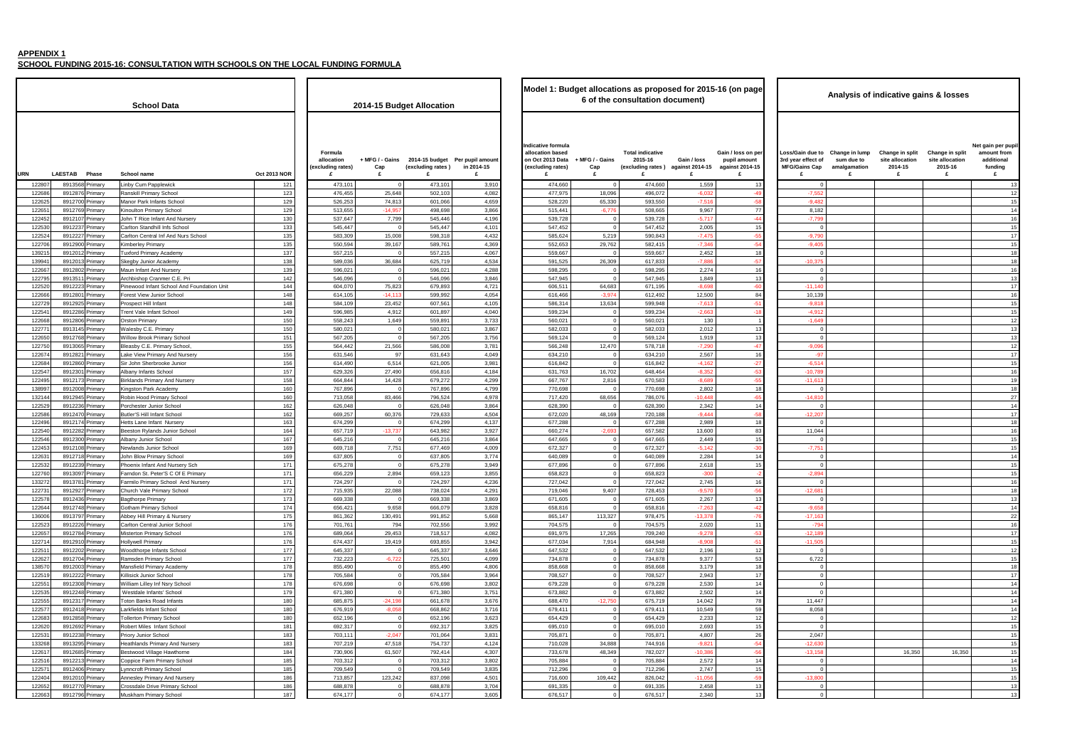**APPENDIX 1**
**SCHOOL FUNDING 2015-16: CONSULTATION WITH SCHOOLS ON THE LOCAL FUNDING FORMULA**

| School Data | | | | | 2014-15 Budget Allocation | | | | Model 1: Budget allocations as proposed for 2015-16 (on page 6 of the consultation document) | | | | | Analysis of indicative gains & losses | | | | |
|---|---|---|---|---|---|---|---|---|---|---|---|---|---|---|---|---|---|---|
| URN | LAESTAB | Phase | School name | Oct 2013 NOR | Formula allocation (excluding rates) £ | + MFG / - Gains Cap £ | 2014-15 budget (excluding rates) £ | Per pupil amount in 2014-15 £ | Indicative formula allocation based on Oct 2013 Data (excluding rates) £ | + MFG / - Gains Cap £ | Total indicative 2015-16 (excluding rates) £ | Gain / loss against 2014-15 £ | Gain / loss on per pupil amount against 2014-15 £ | Loss/Gain due to 3rd year effect of MFG/Gains Cap £ | Change in lump sum due to amalgamation £ | Change in split site allocation 2014-15 £ | Change in split site allocation 2015-16 £ | Net gain per pupil amount from additional funding £ |
| 122807 | 8913568 | Primary | Linby Cum Papplewick | 121 | 473,101 | 0 | 473,101 | 3,910 | 474,660 | 0 | 474,660 | 1,559 | 13 | 0 | | | | 13 |
| 122686 | 8912876 | Primary | Ranskill Primary School | 123 | 476,455 | 25,648 | 502,103 | 4,082 | 477,975 | 18,096 | 496,072 | -6,032 | -49 | -7,552 | | | | 12 |
| 122625 | 8912700 | Primary | Manor Park Infants School | 129 | 526,253 | 74,813 | 601,066 | 4,659 | 528,220 | 65,330 | 593,550 | -7,516 | -58 | -9,482 | | | | 15 |
| 122651 | 8912769 | Primary | Kinoulton Primary School | 129 | 513,655 | -14,957 | 498,698 | 3,866 | 515,441 | -6,776 | 508,665 | 9,967 | 77 | 8,182 | | | | 14 |
| 122452 | 8912107 | Primary | John T Rice Infant And Nursery | 130 | 537,647 | 7,799 | 545,446 | 4,196 | 539,728 | 0 | 539,728 | -5,717 | -44 | -7,799 | | | | 16 |
| 122530 | 8912237 | Primary | Carlton Standhill Infs School | 133 | 545,447 | 0 | 545,447 | 4,101 | 547,452 | 0 | 547,452 | 2,005 | 15 | 0 | | | | 15 |
| 122524 | 8912227 | Primary | Carlton Central Inf And Nurs School | 135 | 583,309 | 15,008 | 598,318 | 4,432 | 585,624 | 5,219 | 590,843 | -7,475 | -55 | -9,790 | | | | 17 |
| 122706 | 8912900 | Primary | Kimberley Primary | 135 | 550,594 | 39,167 | 589,761 | 4,369 | 552,653 | 29,762 | 582,415 | -7,346 | -54 | -9,405 | | | | 15 |
| 139215 | 8912012 | Primary | Tuxford Primary Academy | 137 | 557,215 | 0 | 557,215 | 4,067 | 559,667 | 0 | 559,667 | 2,452 | 18 | 0 | | | | 18 |
| 139941 | 8912013 | Primary | Skegby Junior Academy | 138 | 589,036 | 36,684 | 625,719 | 4,534 | 591,525 | 26,309 | 617,833 | -7,886 | -57 | -10,375 | | | | 18 |
| 122667 | 8912802 | Primary | Maun Infant And Nursery | 139 | 596,021 | 0 | 596,021 | 4,288 | 598,295 | 0 | 598,295 | 2,274 | 16 | 0 | | | | 16 |
| 122795 | 8913511 | Primary | Archbishop Cranmer C.E. Pri | 142 | 546,096 | 0 | 546,096 | 3,846 | 547,945 | 0 | 547,945 | 1,849 | 13 | 0 | | | | 13 |
| 122520 | 8912223 | Primary | Pinewood Infant School And Foundation Unit | 144 | 604,070 | 75,823 | 679,893 | 4,721 | 606,511 | 64,683 | 671,195 | -8,698 | -60 | -11,140 | | | | 17 |
| 122666 | 8912801 | Primary | Forest View Junior School | 148 | 614,105 | -14,113 | 599,992 | 4,054 | 616,466 | -3,974 | 612,492 | 12,500 | 84 | 10,139 | | | | 16 |
| 122729 | 8912925 | Primary | Prospect Hill Infant | 148 | 584,109 | 23,452 | 607,561 | 4,105 | 586,314 | 13,634 | 599,948 | -7,613 | -51 | -9,818 | | | | 15 |
| 122541 | 8912286 | Primary | Trent Vale Infant School | 149 | 596,985 | 4,912 | 601,897 | 4,040 | 599,234 | 0 | 599,234 | -2,663 | -18 | -4,912 | | | | 15 |
| 122668 | 8912806 | Primary | Orston Primary | 150 | 558,243 | 1,649 | 559,891 | 3,733 | 560,021 | 0 | 560,021 | 130 | 1 | -1,649 | | | | 12 |
| 122771 | 8913145 | Primary | Walesby C.E. Primary | 150 | 580,021 | 0 | 580,021 | 3,867 | 582,033 | 0 | 582,033 | 2,012 | 13 | 0 | | | | 13 |
| 122650 | 8912768 | Primary | Willow Brook Primary School | 151 | 567,205 | 0 | 567,205 | 3,756 | 569,124 | 0 | 569,124 | 1,919 | 13 | 0 | | | | 13 |
| 122750 | 8913065 | Primary | Bleasby C.E. Primary School, | 155 | 564,442 | 21,566 | 586,008 | 3,781 | 566,248 | 12,470 | 578,718 | -7,290 | -47 | -9,096 | | | | 12 |
| 122674 | 8912821 | Primary | Lake View Primary And Nursery | 156 | 631,546 | 97 | 631,643 | 4,049 | 634,210 | 0 | 634,210 | 2,567 | 16 | -97 | | | | 17 |
| 122684 | 8912860 | Primary | Sir John Sherbrooke Junior | 156 | 614,490 | 6,514 | 621,005 | 3,981 | 616,842 | 0 | 616,842 | -4,162 | -27 | -6,514 | | | | 15 |
| 122547 | 8912301 | Primary | Albany Infants School | 157 | 629,326 | 27,490 | 656,816 | 4,184 | 631,763 | 16,702 | 648,464 | -8,352 | -53 | -10,789 | | | | 16 |
| 122495 | 8912173 | Primary | Birklands Primary And Nursery | 158 | 664,844 | 14,428 | 679,272 | 4,299 | 667,767 | 2,816 | 670,583 | -8,689 | -55 | -11,613 | | | | 19 |
| 138997 | 8912008 | Primary | Kingston Park Academy | 160 | 767,896 | 0 | 767,896 | 4,799 | 770,698 | 0 | 770,698 | 2,802 | 18 | 0 | | | | 18 |
| 132144 | 8912945 | Primary | Robin Hood Primary School | 160 | 713,058 | 83,466 | 796,524 | 4,978 | 717,420 | 68,656 | 786,076 | -10,448 | -65 | -14,810 | | | | 27 |
| 122529 | 8912236 | Primary | Porchester Junior School | 162 | 626,048 | 0 | 626,048 | 3,864 | 628,390 | 0 | 628,390 | 2,342 | 14 | 0 | | | | 14 |
| 122586 | 8912470 | Primary | Butler'S Hill Infant School | 162 | 669,257 | 60,376 | 729,633 | 4,504 | 672,020 | 48,169 | 720,188 | -9,444 | -58 | -12,207 | | | | 17 |
| 122496 | 8912174 | Primary | Hetts Lane Infant Nursery | 163 | 674,299 | 0 | 674,299 | 4,137 | 677,288 | 0 | 677,288 | 2,989 | 18 | 0 | | | | 18 |
| 122540 | 8912282 | Primary | Beeston Rylands Junior School | 164 | 657,719 | -13,737 | 643,982 | 3,927 | 660,274 | -2,693 | 657,582 | 13,600 | 83 | 11,044 | | | | 16 |
| 122546 | 8912300 | Primary | Albany Junior School | 167 | 645,216 | 0 | 645,216 | 3,864 | 647,665 | 0 | 647,665 | 2,449 | 15 | 0 | | | | 15 |
| 122453 | 8912108 | Primary | Newlands Junior School | 169 | 669,718 | 7,751 | 677,469 | 4,009 | 672,327 | 0 | 672,327 | -5,142 | -30 | -7,751 | | | | 15 |
| 122631 | 8912718 | Primary | John Blow Primary School | 169 | 637,805 | 0 | 637,805 | 3,774 | 640,089 | 0 | 640,089 | 2,284 | 14 | 0 | | | | 14 |
| 122532 | 8912239 | Primary | Phoenix Infant And Nursery Sch | 171 | 675,278 | 0 | 675,278 | 3,949 | 677,896 | 0 | 677,896 | 2,618 | 15 | 0 | | | | 15 |
| 122760 | 8913097 | Primary | Farndon St. Peter'S C Of E Primary | 171 | 656,229 | 2,894 | 659,123 | 3,855 | 658,823 | 0 | 658,823 | -300 | -2 | -2,894 | | | | 15 |
| 133272 | 8913781 | Primary | Farnilo Primary School And Nursery | 171 | 724,297 | 0 | 724,297 | 4,236 | 727,042 | 0 | 727,042 | 2,745 | 16 | 0 | | | | 16 |
| 122731 | 8912927 | Primary | Church Vale Primary School | 172 | 715,935 | 22,088 | 738,024 | 4,291 | 719,046 | 9,407 | 728,453 | -9,570 | -56 | -12,681 | | | | 18 |
| 122578 | 8912436 | Primary | Bagthorpe Primary | 173 | 669,338 | 0 | 669,338 | 3,869 | 671,605 | 0 | 671,605 | 2,267 | 13 | 0 | | | | 13 |
| 122644 | 8912748 | Primary | Gotham Primary School | 174 | 656,421 | 9,658 | 666,079 | 3,828 | 658,816 | 0 | 658,816 | -7,263 | -42 | -9,658 | | | | 14 |
| 136006 | 8913797 | Primary | Abbey Hill Primary & Nursery | 175 | 861,362 | 130,491 | 991,852 | 5,668 | 865,147 | 113,327 | 978,475 | -13,378 | -76 | -17,163 | | | | 22 |
| 122523 | 8912226 | Primary | Carlton Central Junior School | 176 | 701,761 | 794 | 702,556 | 3,992 | 704,575 | 0 | 704,575 | 2,020 | 11 | -794 | | | | 16 |
| 122657 | 8912784 | Primary | Misterton Primary School | 176 | 689,064 | 29,453 | 718,517 | 4,082 | 691,975 | 17,265 | 709,240 | -9,278 | -53 | -12,189 | | | | 17 |
| 122714 | 8912910 | Primary | Hollywell Primary | 176 | 674,437 | 19,419 | 693,855 | 3,942 | 677,034 | 7,914 | 684,948 | -8,908 | -51 | -11,505 | | | | 15 |
| 122511 | 8912202 | Primary | Woodthorpe Infants School | 177 | 645,337 | 0 | 645,337 | 3,646 | 647,532 | 0 | 647,532 | 2,196 | 12 | 0 | | | | 12 |
| 122627 | 8912704 | Primary | Ramsden Primary School | 177 | 732,223 | -6,722 | 725,501 | 4,099 | 734,878 | 0 | 734,878 | 9,377 | 53 | 6,722 | | | | 15 |
| 139570 | 8912003 | Primary | Mansfield Primary Academy | 178 | 855,490 | 0 | 855,490 | 4,806 | 858,668 | 0 | 858,668 | 3,179 | 18 | 0 | | | | 18 |
| 122519 | 8912222 | Primary | Killisick Junior School | 178 | 705,584 | 0 | 705,584 | 3,964 | 708,527 | 0 | 708,527 | 2,943 | 17 | 0 | | | | 17 |
| 122551 | 8912308 | Primary | William Lilley Inf Nsry School | 178 | 676,698 | 0 | 676,698 | 3,802 | 679,228 | 0 | 679,228 | 2,530 | 14 | 0 | | | | 14 |
| 122535 | 8912248 | Primary | Westdale Infants' School | 179 | 671,380 | 0 | 671,380 | 3,751 | 673,882 | 0 | 673,882 | 2,502 | 14 | 0 | | | | 14 |
| 122555 | 8912317 | Primary | Toton Banks Road Infants | 180 | 685,875 | -24,198 | 661,678 | 3,676 | 688,470 | -12,750 | 675,719 | 14,042 | 78 | 11,447 | | | | 14 |
| 122577 | 8912418 | Primary | Larkfields Infant School | 180 | 676,919 | -8,058 | 668,862 | 3,716 | 679,411 | 0 | 679,411 | 10,549 | 59 | 8,058 | | | | 14 |
| 122683 | 8912858 | Primary | Tollerton Primary School | 180 | 652,196 | 0 | 652,196 | 3,623 | 654,429 | 0 | 654,429 | 2,233 | 12 | 0 | | | | 12 |
| 122620 | 8912692 | Primary | Robert Miles Infant School | 181 | 692,317 | 0 | 692,317 | 3,825 | 695,010 | 0 | 695,010 | 2,693 | 15 | 0 | | | | 15 |
| 122531 | 8912238 | Primary | Priory Junior School | 183 | 703,111 | -2,047 | 701,064 | 3,831 | 705,871 | 0 | 705,871 | 4,807 | 26 | 2,047 | | | | 15 |
| 133268 | 8913295 | Primary | Heathlands Primary And Nursery | 183 | 707,219 | 47,518 | 754,737 | 4,124 | 710,028 | 34,888 | 744,916 | -9,821 | -54 | -12,630 | | | | 15 |
| 122617 | 8912685 | Primary | Bestwood Village Hawthorne | 184 | 730,906 | 61,507 | 792,414 | 4,307 | 733,678 | 48,349 | 782,027 | -10,386 | -56 | -13,158 | | 16,350 | 16,350 | 15 |
| 122516 | 8912213 | Primary | Coppice Farm Primary School | 185 | 703,312 | 0 | 703,312 | 3,802 | 705,884 | 0 | 705,884 | 2,572 | 14 | 0 | | | | 14 |
| 122571 | 8912406 | Primary | Lynncroft Primary School | 185 | 709,549 | 0 | 709,549 | 3,835 | 712,296 | 0 | 712,296 | 2,747 | 15 | 0 | | | | 15 |
| 122404 | 8912010 | Primary | Annesley Primary And Nursery | 186 | 713,857 | 123,242 | 837,098 | 4,501 | 716,600 | 109,442 | 826,042 | -11,056 | -59 | -13,800 | | | | 15 |
| 122652 | 8912770 | Primary | Crossdale Drive Primary School | 186 | 688,878 | 0 | 688,878 | 3,704 | 691,335 | 0 | 691,335 | 2,458 | 13 | 0 | | | | 13 |
| 122663 | 8912796 | Primary | Muskham Primary School | 187 | 674,177 | 0 | 674,177 | 3,605 | 676,517 | 0 | 676,517 | 2,340 | 13 | 0 | | | | 13 |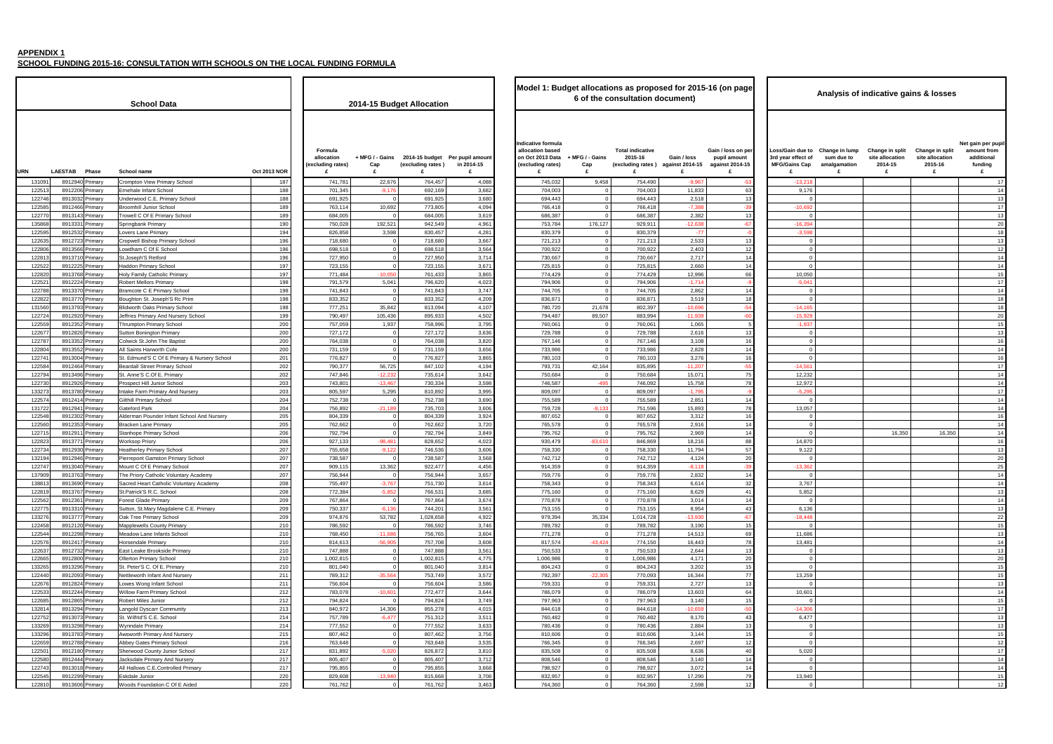**APPENDIX 1**

**SCHOOL FUNDING 2015-16: CONSULTATION WITH SCHOOLS ON THE LOCAL FUNDING FORMULA**

| School Data | | | | | 2014-15 Budget Allocation | | | | Model 1: Budget allocations as proposed for 2015-16 (on page 6 of the consultation document) | | | | | Analysis of indicative gains & losses | | | | |
|---|---|---|---|---|---|---|---|---|---|---|---|---|---|---|---|---|---|---|
| URN | LAESTAB | Phase | School name | Oct 2013 NOR | Formula allocation (excluding rates) £ | + MFG / - Gains Cap £ | 2014-15 budget (excluding rates ) £ | Per pupil amount in 2014-15 £ | Indicative formula allocation based on Oct 2013 Data (excluding rates) £ | + MFG / - Gains Cap £ | Total indicative 2015-16 (excluding rates ) £ | Gain / loss against 2014-15 £ | Gain / loss on per pupil amount against 2014-15 £ | Loss/Gain due to 3rd year effect of MFG/Gains Cap £ | Change in lump sum due to amalgamation £ | Change in split site allocation 2014-15 £ | Change in split site allocation 2015-16 £ | Net gain per pupil amount from additional funding £ |
| 131091 | 8912940 | Primary | Crompton View Primary School | 187 | 741,781 | 22,676 | 764,457 | 4,088 | 745,032 | 9,458 | 754,490 | -9,967 | -53 | -13,218 | | | | 17 |
| 122513 | 8912206 | Primary | Ernehale Infant School | 188 | 701,345 | -9,176 | 692,169 | 3,682 | 704,003 | 0 | 704,003 | 11,833 | 63 | 9,176 | | | | 14 |
| 122746 | 8913032 | Primary | Underwood C.E. Primary School | 188 | 691,925 | 0 | 691,925 | 3,680 | 694,443 | 0 | 694,443 | 2,518 | 13 | 0 | | | | 13 |
| 122585 | 8912466 | Primary | Broomhill Junior School | 189 | 763,114 | 10,692 | 773,805 | 4,094 | 766,418 | 0 | 766,418 | -7,388 | -39 | -10,692 | | | | 17 |
| 122770 | 8913143 | Primary | Trowell C Of E Primary School | 189 | 684,005 | 0 | 684,005 | 3,619 | 686,387 | 0 | 686,387 | 2,382 | 13 | 0 | | | | 13 |
| 135868 | 8913331 | Primary | Springbank Primary | 190 | 750,028 | 192,521 | 942,549 | 4,961 | 753,784 | 176,127 | 929,911 | -12,638 | -67 | -16,394 | | | | 20 |
| 122595 | 8912532 | Primary | Lovers Lane Primary | 194 | 826,858 | 3,598 | 830,457 | 4,281 | 830,379 | 0 | 830,379 | -77 | -0 | -3,598 | | | | 18 |
| 122635 | 8912723 | Primary | Cropwell Bishop Primary School | 196 | 718,680 | 0 | 718,680 | 3,667 | 721,213 | 0 | 721,213 | 2,533 | 13 | 0 | | | | 13 |
| 122806 | 8913566 | Primary | Lowdham C Of E School | 196 | 698,518 | 0 | 698,518 | 3,564 | 700,922 | 0 | 700,922 | 2,403 | 12 | 0 | | | | 12 |
| 122813 | 8913710 | Primary | St.Joseph'S Retford | 196 | 727,950 | 0 | 727,950 | 3,714 | 730,667 | 0 | 730,667 | 2,717 | 14 | 0 | | | | 14 |
| 122522 | 8912225 | Primary | Haddon Primary School | 197 | 723,155 | 0 | 723,155 | 3,671 | 725,815 | 0 | 725,815 | 2,660 | 14 | 0 | | | | 14 |
| 122820 | 8913768 | Primary | Holy Family Catholic Primary | 197 | 771,484 | -10,050 | 761,433 | 3,865 | 774,429 | 0 | 774,429 | 12,996 | 66 | 10,050 | | | | 15 |
| 122521 | 8912224 | Primary | Robert Mellors Primary | 198 | 791,579 | 5,041 | 796,620 | 4,023 | 794,906 | 0 | 794,906 | -1,714 | -9 | -5,041 | | | | 17 |
| 122788 | 8913370 | Primary | Bramcote C E Primary School | 198 | 741,843 | 0 | 741,843 | 3,747 | 744,705 | 0 | 744,705 | 2,862 | 14 | 0 | | | | 14 |
| 122822 | 8913770 | Primary | Boughton St. Joseph'S Rc Prim | 198 | 833,352 | 0 | 833,352 | 4,209 | 836,871 | 0 | 836,871 | 3,519 | 18 | 0 | | | | 18 |
| 131560 | 8913793 | Primary | Blidworth Oaks Primary School | 198 | 777,251 | 35,842 | 813,094 | 4,107 | 780,720 | 21,678 | 802,397 | -10,696 | -54 | -14,165 | | | | 18 |
| 122724 | 8912920 | Primary | Jeffries Primary And Nursery School | 199 | 790,497 | 105,436 | 895,933 | 4,502 | 794,487 | 89,507 | 883,994 | -11,939 | -60 | -15,929 | | | | 20 |
| 122559 | 8912352 | Primary | Thrumpton Primary School | 200 | 757,059 | 1,937 | 758,996 | 3,795 | 760,061 | 0 | 760,061 | 1,065 | 5 | -1,937 | | | | 15 |
| 122677 | 8912820 | Primary | Sutton Bonington Primary | 200 | 727,172 | 0 | 727,172 | 3,636 | 729,788 | 0 | 729,788 | 2,616 | 13 | 0 | | | | 13 |
| 122787 | 8913352 | Primary | Colwick St.John The Baptist | 200 | 764,038 | 0 | 764,038 | 3,820 | 767,146 | 0 | 767,146 | 3,108 | 16 | 0 | | | | 16 |
| 122804 | 8913552 | Primary | All Saints Harworth Cofe | 200 | 731,159 | 0 | 731,159 | 3,656 | 733,986 | 0 | 733,986 | 2,828 | 14 | 0 | | | | 14 |
| 122741 | 8913004 | Primary | St. Edmund'S C Of E Primary & Nursery School | 201 | 776,827 | 0 | 776,827 | 3,865 | 780,103 | 0 | 780,103 | 3,276 | 16 | 0 | | | | 16 |
| 122584 | 8912464 | Primary | Beardall Street Primary School | 202 | 790,377 | 56,725 | 847,102 | 4,194 | 793,731 | 42,164 | 835,895 | -11,207 | -55 | -14,561 | | | | 17 |
| 122794 | 8913496 | Primary | St. Anne'S C.Of E. Primary | 202 | 747,846 | -12,232 | 735,614 | 3,642 | 750,684 | 0 | 750,684 | 15,071 | 75 | 12,232 | | | | 14 |
| 122730 | 8912926 | Primary | Prospect Hill Junior School | 203 | 743,801 | -13,467 | 730,334 | 3,598 | 746,587 | -495 | 746,092 | 15,758 | 78 | 12,972 | | | | 14 |
| 133273 | 8913780 | Primary | Intake Farm Primary And Nursery | 203 | 805,597 | 5,295 | 810,892 | 3,995 | 809,097 | 0 | 809,097 | -1,795 | -9 | -5,295 | | | | 17 |
| 122574 | 8912414 | Primary | Gilthill Primary School | 204 | 752,738 | 0 | 752,738 | 3,690 | 755,589 | 0 | 755,589 | 2,851 | 14 | 0 | | | | 14 |
| 131722 | 8912941 | Primary | Gateford Park | 204 | 756,892 | -21,189 | 735,703 | 3,606 | 759,728 | -8,133 | 751,596 | 15,893 | 78 | 13,057 | | | | 14 |
| 122548 | 8912302 | Primary | Alderman Pounder Infant School And Nursery | 205 | 804,339 | 0 | 804,339 | 3,924 | 807,652 | 0 | 807,652 | 3,312 | 16 | 0 | | | | 16 |
| 122560 | 8912353 | Primary | Bracken Lane Primary | 205 | 762,662 | 0 | 762,662 | 3,720 | 765,578 | 0 | 765,578 | 2,916 | 14 | 0 | | | | 14 |
| 122715 | 8912911 | Primary | Stanhope Primary School | 206 | 792,794 | 0 | 792,794 | 3,849 | 795,762 | 0 | 795,762 | 2,969 | 14 | 0 | | 16,350 | 16,350 | 14 |
| 122823 | 8913771 | Primary | Worksop Priory | 206 | 927,133 | -98,481 | 828,652 | 4,023 | 930,479 | -83,610 | 846,869 | 18,216 | 88 | 14,870 | | | | 16 |
| 122734 | 8912930 | Primary | Heatherley Primary School | 207 | 755,658 | -9,122 | 746,536 | 3,606 | 758,330 | 0 | 758,330 | 11,794 | 57 | 9,122 | | | | 13 |
| 132194 | 8912946 | Primary | Pierrepont Gamston Primary School | 207 | 738,587 | 0 | 738,587 | 3,568 | 742,712 | 0 | 742,712 | 4,124 | 20 | 0 | | | | 20 |
| 122747 | 8913040 | Primary | Mount C Of E Primary School | 207 | 909,115 | 13,362 | 922,477 | 4,456 | 914,359 | 0 | 914,359 | -8,118 | -39 | -13,362 | | | | 25 |
| 137909 | 8913763 | Primary | The Priory Catholic Voluntary Academy | 207 | 756,944 | 0 | 756,944 | 3,657 | 759,776 | 0 | 759,776 | 2,832 | 14 | 0 | | | | 14 |
| 138813 | 8913690 | Primary | Sacred Heart Catholic Voluntary Academy | 208 | 755,497 | -3,767 | 751,730 | 3,614 | 758,343 | 0 | 758,343 | 6,614 | 32 | 3,767 | | | | 14 |
| 122819 | 8913767 | Primary | St.Patrick'S R.C. School | 208 | 772,384 | -5,852 | 766,531 | 3,685 | 775,160 | 0 | 775,160 | 8,629 | 41 | 5,852 | | | | 13 |
| 122562 | 8912361 | Primary | Forest Glade Primary | 209 | 767,864 | 0 | 767,864 | 3,674 | 770,878 | 0 | 770,878 | 3,014 | 14 | 0 | | | | 14 |
| 122775 | 8913310 | Primary | Sutton, St.Mary Magdalene C.E. Primary | 209 | 750,337 | -6,136 | 744,201 | 3,561 | 753,155 | 0 | 753,155 | 8,954 | 43 | 6,136 | | | | 13 |
| 133276 | 8913777 | Primary | Oak Tree Primary School | 209 | 974,876 | 53,782 | 1,028,658 | 4,922 | 979,394 | 35,334 | 1,014,728 | -13,930 | -67 | -18,448 | | | | 22 |
| 122458 | 8912120 | Primary | Mapplewells County Primary | 210 | 786,592 | 0 | 786,592 | 3,746 | 789,782 | 0 | 789,782 | 3,190 | 15 | 0 | | | | 15 |
| 122544 | 8912298 | Primary | Meadow Lane Infants School | 210 | 768,450 | -11,686 | 756,765 | 3,604 | 771,278 | 0 | 771,278 | 14,513 | 69 | 11,686 | | | | 13 |
| 122576 | 8912417 | Primary | Horsendale Primary | 210 | 814,613 | -56,905 | 757,708 | 3,608 | 817,574 | -43,424 | 774,150 | 16,443 | 78 | 13,481 | | | | 14 |
| 122637 | 8912732 | Primary | East Leake Brookside Primary | 210 | 747,888 | 0 | 747,888 | 3,561 | 750,533 | 0 | 750,533 | 2,644 | 13 | 0 | | | | 13 |
| 122665 | 8912800 | Primary | Ollerton Primary School | 210 | 1,002,815 | 0 | 1,002,815 | 4,775 | 1,006,986 | 0 | 1,006,986 | 4,171 | 20 | 0 | | | | 20 |
| 133265 | 8913296 | Primary | St. Peter'S C. Of E. Primary | 210 | 801,040 | 0 | 801,040 | 3,814 | 804,243 | 0 | 804,243 | 3,202 | 15 | 0 | | | | 15 |
| 122440 | 8912093 | Primary | Nettleworth Infant And Nursery | 211 | 789,312 | -35,564 | 753,749 | 3,572 | 792,397 | -22,305 | 770,093 | 16,344 | 77 | 13,259 | | | | 15 |
| 122676 | 8912824 | Primary | Lowes Wong Infant School | 211 | 756,604 | 0 | 756,604 | 3,586 | 759,331 | 0 | 759,331 | 2,727 | 13 | 0 | | | | 13 |
| 122533 | 8912244 | Primary | Willow Farm Primary School | 212 | 783,078 | -10,601 | 772,477 | 3,644 | 786,079 | 0 | 786,079 | 13,603 | 64 | 10,601 | | | | 14 |
| 122685 | 8912865 | Primary | Robert Miles Junior | 212 | 794,824 | 0 | 794,824 | 3,749 | 797,963 | 0 | 797,963 | 3,140 | 15 | 0 | | | | 15 |
| 132814 | 8913294 | Primary | Langold Dyscarr Community | 213 | 840,972 | 14,306 | 855,278 | 4,015 | 844,618 | 0 | 844,618 | -10,659 | -50 | -14,306 | | | | 17 |
| 122752 | 8913073 | Primary | St. Wilfrid'S C.E. School | 214 | 757,789 | -6,477 | 751,312 | 3,511 | 760,482 | 0 | 760,482 | 9,170 | 43 | 6,477 | | | | 13 |
| 133269 | 8913298 | Primary | Wynndale Primary | 214 | 777,552 | 0 | 777,552 | 3,633 | 780,436 | 0 | 780,436 | 2,884 | 13 | 0 | | | | 13 |
| 133296 | 8913783 | Primary | Awsworth Primary And Nursery | 215 | 807,462 | 0 | 807,462 | 3,756 | 810,606 | 0 | 810,606 | 3,144 | 15 | 0 | | | | 15 |
| 122659 | 8912788 | Primary | Abbey Gates Primary School | 216 | 763,648 | 0 | 763,648 | 3,535 | 766,345 | 0 | 766,345 | 2,697 | 12 | 0 | | | | 12 |
| 122501 | 8912180 | Primary | Sherwood County Junior School | 217 | 831,892 | -5,020 | 826,872 | 3,810 | 835,508 | 0 | 835,508 | 8,636 | 40 | 5,020 | | | | 17 |
| 122580 | 8912444 | Primary | Jacksdale Primary And Nursery | 217 | 805,407 | 0 | 805,407 | 3,712 | 808,546 | 0 | 808,546 | 3,140 | 14 | 0 | | | | 14 |
| 122743 | 8913018 | Primary | All Hallows C.E.Controlled Primary | 217 | 795,855 | 0 | 795,855 | 3,668 | 798,927 | 0 | 798,927 | 3,072 | 14 | 0 | | | | 14 |
| 122545 | 8912299 | Primary | Eskdale Junior | 220 | 829,608 | -13,940 | 815,668 | 3,708 | 832,957 | 0 | 832,957 | 17,290 | 79 | 13,940 | | | | 15 |
| 122810 | 8913606 | Primary | Woods Foundation C Of E Aided | 220 | 761,762 | 0 | 761,762 | 3,463 | 764,360 | 0 | 764,360 | 2,598 | 12 | 0 | | | | 12 |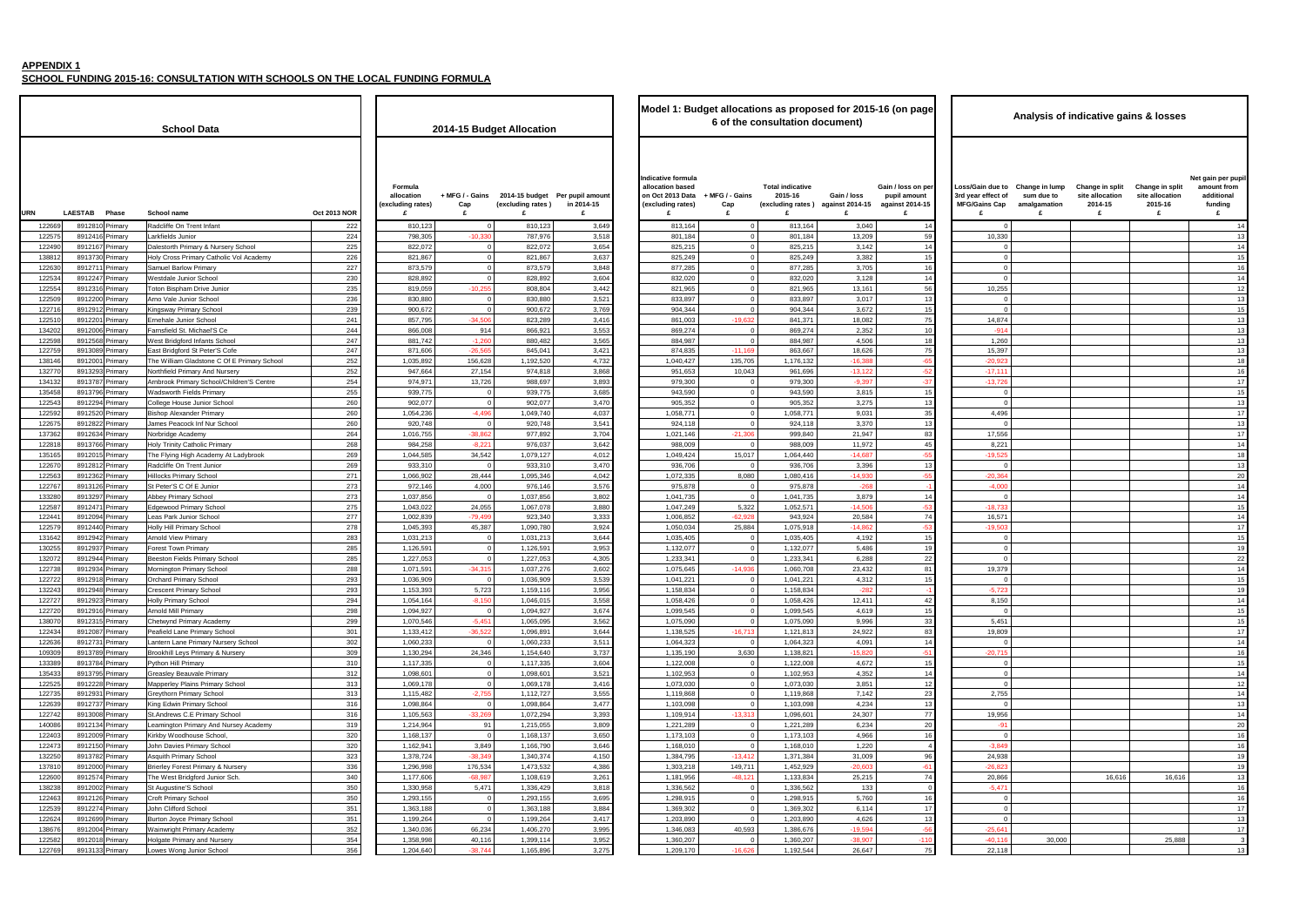**APPENDIX 1**

**SCHOOL FUNDING 2015-16: CONSULTATION WITH SCHOOLS ON THE LOCAL FUNDING FORMULA**

| School Data | | | | | 2014-15 Budget Allocation | | | | Model 1: Budget allocations as proposed for 2015-16 (on page 6 of the consultation document) | | | | | Analysis of indicative gains & losses | | | | |
|---|---|---|---|---|---|---|---|---|---|---|---|---|---|---|---|---|---|---|
| URN | LAESTAB | Phase | School name | Oct 2013 NOR | Formula allocation (excluding rates) £ | + MFG / - Gains Cap £ | 2014-15 budget (excluding rates ) £ | Per pupil amount in 2014-15 £ | Indicative formula allocation based on Oct 2013 Data (excluding rates) £ | + MFG / - Gains Cap £ | Total indicative 2015-16 (excluding rates ) £ | Gain / loss against 2014-15 £ | Gain / loss on per pupil amount against 2014-15 £ | Loss/Gain due to 3rd year effect of MFG/Gains Cap £ | Change in lump sum due to amalgamation £ | Change in split site allocation 2014-15 £ | Change in split site allocation 2015-16 £ | Net gain per pupil amount from additional funding £ |
| 122669 | 8912810 | Primary | Radcliffe On Trent Infant | 222 | 810,123 | 0 | 810,123 | 3,649 | 813,164 | 0 | 813,164 | 3,040 | 14 | 0 | | | | 14 |
| 122575 | 8912416 | Primary | Larkfields Junior | 224 | 798,305 | -10,330 | 787,976 | 3,518 | 801,184 | 0 | 801,184 | 13,209 | 59 | 10,330 | | | | 13 |
| 122490 | 8912167 | Primary | Dalestorth Primary & Nursery School | 225 | 822,072 | 0 | 822,072 | 3,654 | 825,215 | 0 | 825,215 | 3,142 | 14 | 0 | | | | 14 |
| 138812 | 8913730 | Primary | Holy Cross Primary Catholic Vol Academy | 226 | 821,867 | 0 | 821,867 | 3,637 | 825,249 | 0 | 825,249 | 3,382 | 15 | 0 | | | | 15 |
| 122630 | 8912711 | Primary | Samuel Barlow Primary | 227 | 873,579 | 0 | 873,579 | 3,848 | 877,285 | 0 | 877,285 | 3,705 | 16 | 0 | | | | 16 |
| 122534 | 8912247 | Primary | Westdale Junior School | 230 | 828,892 | 0 | 828,892 | 3,604 | 832,020 | 0 | 832,020 | 3,128 | 14 | 0 | | | | 14 |
| 122554 | 8912316 | Primary | Toton Bispham Drive Junior | 235 | 819,059 | -10,255 | 808,804 | 3,442 | 821,965 | 0 | 821,965 | 13,161 | 56 | 10,255 | | | | 12 |
| 122509 | 8912200 | Primary | Arno Vale Junior School | 236 | 830,880 | 0 | 830,880 | 3,521 | 833,897 | 0 | 833,897 | 3,017 | 13 | 0 | | | | 13 |
| 122716 | 8912912 | Primary | Kingsway Primary School | 239 | 900,672 | 0 | 900,672 | 3,769 | 904,344 | 0 | 904,344 | 3,672 | 15 | 0 | | | | 15 |
| 122510 | 8912201 | Primary | Emehale Junior School | 241 | 857,795 | -34,506 | 823,289 | 3,416 | 861,003 | -19,632 | 841,371 | 18,082 | 75 | 14,874 | | | | 13 |
| 134202 | 8912006 | Primary | Farnsfield St. Michael'S Ce | 244 | 866,008 | 914 | 866,921 | 3,553 | 869,274 | 0 | 869,274 | 2,352 | 10 | -914 | | | | 13 |
| 122598 | 8912568 | Primary | West Bridgford Infants School | 247 | 881,742 | -1,260 | 880,482 | 3,565 | 884,987 | 0 | 884,987 | 4,506 | 18 | 1,260 | | | | 13 |
| 122759 | 8913089 | Primary | East Bridgford St Peter'S Cofe | 247 | 871,606 | -26,565 | 845,041 | 3,421 | 874,835 | -11,169 | 863,667 | 18,626 | 75 | 15,397 | | | | 13 |
| 138146 | 8912001 | Primary | The William Gladstone C Of E Primary School | 252 | 1,035,892 | 156,628 | 1,192,520 | 4,732 | 1,040,427 | 135,705 | 1,176,132 | -16,388 | -65 | -20,923 | | | | 18 |
| 132770 | 8913293 | Primary | Northfield Primary And Nursery | 252 | 947,664 | 27,154 | 974,818 | 3,868 | 951,653 | 10,043 | 961,696 | -13,122 | -52 | -17,111 | | | | 16 |
| 134132 | 8913787 | Primary | Ambrook Primary School/Children'S Centre | 254 | 974,971 | 13,726 | 988,697 | 3,893 | 979,300 | 0 | 979,300 | -9,397 | -37 | -13,726 | | | | 17 |
| 135458 | 8913796 | Primary | Wadsworth Fields Primary | 255 | 939,775 | 0 | 939,775 | 3,685 | 943,590 | 0 | 943,590 | 3,815 | 15 | 0 | | | | 15 |
| 122543 | 8912294 | Primary | College House Junior School | 260 | 902,077 | 0 | 902,077 | 3,470 | 905,352 | 0 | 905,352 | 3,275 | 13 | 0 | | | | 13 |
| 122592 | 8912520 | Primary | Bishop Alexander Primary | 260 | 1,054,236 | -4,496 | 1,049,740 | 4,037 | 1,058,771 | 0 | 1,058,771 | 9,031 | 35 | 4,496 | | | | 17 |
| 122675 | 8912822 | Primary | James Peacock Inf Nur School | 260 | 920,748 | 0 | 920,748 | 3,541 | 924,118 | 0 | 924,118 | 3,370 | 13 | 0 | | | | 13 |
| 137362 | 8912634 | Primary | Norbridge Academy | 264 | 1,016,755 | -38,862 | 977,892 | 3,704 | 1,021,146 | -21,306 | 999,840 | 21,947 | 83 | 17,556 | | | | 17 |
| 122818 | 8913766 | Primary | Holy Trinity Catholic Primary | 268 | 984,258 | -8,221 | 976,037 | 3,642 | 988,009 | 0 | 988,009 | 11,972 | 45 | 8,221 | | | | 14 |
| 135165 | 8912015 | Primary | The Flying High Academy At Ladybrook | 269 | 1,044,585 | 34,542 | 1,079,127 | 4,012 | 1,049,424 | 15,017 | 1,064,440 | -14,687 | -55 | -19,525 | | | | 18 |
| 122670 | 8912812 | Primary | Radcliffe On Trent Junior | 269 | 933,310 | 0 | 933,310 | 3,470 | 936,706 | 0 | 936,706 | 3,396 | 13 | 0 | | | | 13 |
| 122563 | 8912362 | Primary | Hillocks Primary School | 271 | 1,066,902 | 28,444 | 1,095,346 | 4,042 | 1,072,335 | 8,080 | 1,080,416 | -14,930 | -55 | -20,364 | | | | 20 |
| 122767 | 8913126 | Primary | St Peter'S C Of E Junior | 273 | 972,146 | 4,000 | 976,146 | 3,576 | 975,878 | 0 | 975,878 | -268 | -1 | -4,000 | | | | 14 |
| 133280 | 8913297 | Primary | Abbey Primary School | 273 | 1,037,856 | 0 | 1,037,856 | 3,802 | 1,041,735 | 0 | 1,041,735 | 3,879 | 14 | 0 | | | | 14 |
| 122587 | 8912471 | Primary | Edgewood Primary School | 275 | 1,043,022 | 24,055 | 1,067,078 | 3,880 | 1,047,249 | 5,322 | 1,052,571 | -14,506 | -53 | -18,733 | | | | 15 |
| 122441 | 8912094 | Primary | Leas Park Junior School | 277 | 1,002,839 | -79,499 | 923,340 | 3,333 | 1,006,852 | -62,928 | 943,924 | 20,584 | 74 | 16,571 | | | | 14 |
| 122579 | 8912440 | Primary | Holly Hill Primary School | 278 | 1,045,393 | 45,387 | 1,090,780 | 3,924 | 1,050,034 | 25,884 | 1,075,918 | -14,862 | -53 | -19,503 | | | | 17 |
| 131642 | 8912942 | Primary | Arnold View Primary | 283 | 1,031,213 | 0 | 1,031,213 | 3,644 | 1,035,405 | 0 | 1,035,405 | 4,192 | 15 | 0 | | | | 15 |
| 130255 | 8912937 | Primary | Forest Town Primary | 285 | 1,126,591 | 0 | 1,126,591 | 3,953 | 1,132,077 | 0 | 1,132,077 | 5,486 | 19 | 0 | | | | 19 |
| 132072 | 8912944 | Primary | Beeston Fields Primary School | 285 | 1,227,053 | 0 | 1,227,053 | 4,305 | 1,233,341 | 0 | 1,233,341 | 6,288 | 22 | 0 | | | | 22 |
| 122738 | 8912934 | Primary | Mornington Primary School | 288 | 1,071,591 | -34,315 | 1,037,276 | 3,602 | 1,075,645 | -14,936 | 1,060,708 | 23,432 | 81 | 19,379 | | | | 14 |
| 122722 | 8912918 | Primary | Orchard Primary School | 293 | 1,036,909 | 0 | 1,036,909 | 3,539 | 1,041,221 | 0 | 1,041,221 | 4,312 | 15 | 0 | | | | 15 |
| 132243 | 8912948 | Primary | Crescent Primary School | 293 | 1,153,393 | 5,723 | 1,159,116 | 3,956 | 1,158,834 | 0 | 1,158,834 | -282 | -1 | -5,723 | | | | 19 |
| 122727 | 8912923 | Primary | Holly Primary School | 294 | 1,054,164 | -8,150 | 1,046,015 | 3,558 | 1,058,426 | 0 | 1,058,426 | 12,411 | 42 | 8,150 | | | | 14 |
| 122720 | 8912916 | Primary | Arnold Mill Primary | 298 | 1,094,927 | 0 | 1,094,927 | 3,674 | 1,099,545 | 0 | 1,099,545 | 4,619 | 15 | 0 | | | | 15 |
| 138070 | 8912315 | Primary | Chetwynd Primary Academy | 299 | 1,070,546 | -5,451 | 1,065,095 | 3,562 | 1,075,090 | 0 | 1,075,090 | 9,996 | 33 | 5,451 | | | | 15 |
| 122434 | 8912087 | Primary | Peafield Lane Primary School | 301 | 1,133,412 | -36,522 | 1,096,891 | 3,644 | 1,138,525 | -16,713 | 1,121,813 | 24,922 | 83 | 19,809 | | | | 17 |
| 122636 | 8912731 | Primary | Lantern Lane Primary Nursery School | 302 | 1,060,233 | 0 | 1,060,233 | 3,511 | 1,064,323 | 0 | 1,064,323 | 4,091 | 14 | 0 | | | | 14 |
| 109309 | 8913789 | Primary | Brookhill Leys Primary & Nursery | 309 | 1,130,294 | 24,346 | 1,154,640 | 3,737 | 1,135,190 | 3,630 | 1,138,821 | -15,820 | -51 | -20,715 | | | | 16 |
| 133389 | 8913784 | Primary | Python Hill Primary | 310 | 1,117,335 | 0 | 1,117,335 | 3,604 | 1,122,008 | 0 | 1,122,008 | 4,672 | 15 | 0 | | | | 15 |
| 135433 | 8913795 | Primary | Greasley Beauvale Primary | 312 | 1,098,601 | 0 | 1,098,601 | 3,521 | 1,102,953 | 0 | 1,102,953 | 4,352 | 14 | 0 | | | | 14 |
| 122525 | 8912228 | Primary | Mapperley Plains Primary School | 313 | 1,069,178 | 0 | 1,069,178 | 3,416 | 1,073,030 | 0 | 1,073,030 | 3,851 | 12 | 0 | | | | 12 |
| 122735 | 8912931 | Primary | Greythorn Primary School | 313 | 1,115,482 | -2,755 | 1,112,727 | 3,555 | 1,119,868 | 0 | 1,119,868 | 7,142 | 23 | 2,755 | | | | 14 |
| 122639 | 8912737 | Primary | King Edwin Primary School | 316 | 1,098,864 | 0 | 1,098,864 | 3,477 | 1,103,098 | 0 | 1,103,098 | 4,234 | 13 | 0 | | | | 13 |
| 122742 | 8913008 | Primary | St.Andrews C.E Primary School | 316 | 1,105,563 | -33,269 | 1,072,294 | 3,393 | 1,109,914 | -13,313 | 1,096,601 | 24,307 | 77 | 19,956 | | | | 14 |
| 140086 | 8912134 | Primary | Leamington Primary And Nursey Academy | 319 | 1,214,964 | 91 | 1,215,055 | 3,809 | 1,221,289 | 0 | 1,221,289 | 6,234 | 20 | -91 | | | | 20 |
| 122403 | 8912009 | Primary | Kirkby Woodhouse School, | 320 | 1,168,137 | 0 | 1,168,137 | 3,650 | 1,173,103 | 0 | 1,173,103 | 4,966 | 16 | 0 | | | | 16 |
| 122473 | 8912150 | Primary | John Davies Primary School | 320 | 1,162,941 | 3,849 | 1,166,790 | 3,646 | 1,168,010 | 0 | 1,168,010 | 1,220 | 4 | -3,849 | | | | 16 |
| 132250 | 8913782 | Primary | Asquith Primary School | 323 | 1,378,724 | -38,349 | 1,340,374 | 4,150 | 1,384,795 | -13,412 | 1,371,384 | 31,009 | 96 | 24,938 | | | | 19 |
| 137810 | 8912000 | Primary | Brierley Forest Primary & Nursery | 336 | 1,296,998 | 176,534 | 1,473,532 | 4,386 | 1,303,218 | 149,711 | 1,452,929 | -20,603 | -61 | -26,823 | | | | 19 |
| 122600 | 8912574 | Primary | The West Bridgford Junior Sch. | 340 | 1,177,606 | -68,987 | 1,108,619 | 3,261 | 1,181,956 | -48,121 | 1,133,834 | 25,215 | 74 | 20,866 | | 16,616 | 16,616 | 13 |
| 138238 | 8912002 | Primary | St Augustine'S School | 350 | 1,330,958 | 5,471 | 1,336,429 | 3,818 | 1,336,562 | 0 | 1,336,562 | 133 | 0 | -5,471 | | | | 16 |
| 122463 | 8912126 | Primary | Croft Primary School | 350 | 1,293,155 | 0 | 1,293,155 | 3,695 | 1,298,915 | 0 | 1,298,915 | 5,760 | 16 | 0 | | | | 16 |
| 122539 | 8912274 | Primary | John Clifford School | 351 | 1,363,188 | 0 | 1,363,188 | 3,884 | 1,369,302 | 0 | 1,369,302 | 6,114 | 17 | 0 | | | | 17 |
| 122624 | 8912699 | Primary | Burton Joyce Primary School | 351 | 1,199,264 | 0 | 1,199,264 | 3,417 | 1,203,890 | 0 | 1,203,890 | 4,626 | 13 | 0 | | | | 13 |
| 138676 | 8912004 | Primary | Wainwright Primary Academy | 352 | 1,340,036 | 66,234 | 1,406,270 | 3,995 | 1,346,083 | 40,593 | 1,386,676 | -19,594 | -56 | -25,641 | | | | 17 |
| 122582 | 8912018 | Primary | Holgate Primary and Nursery | 354 | 1,358,998 | 40,116 | 1,399,114 | 3,952 | 1,360,207 | 0 | 1,360,207 | -38,907 | -110 | -40,116 | 30,000 | | 25,888 | 3 |
| 122769 | 8913133 | Primary | Lowes Wong Junior School | 356 | 1,204,640 | -38,744 | 1,165,896 | 3,275 | 1,209,170 | -16,626 | 1,192,544 | 26,647 | 75 | 22,118 | | | | 13 |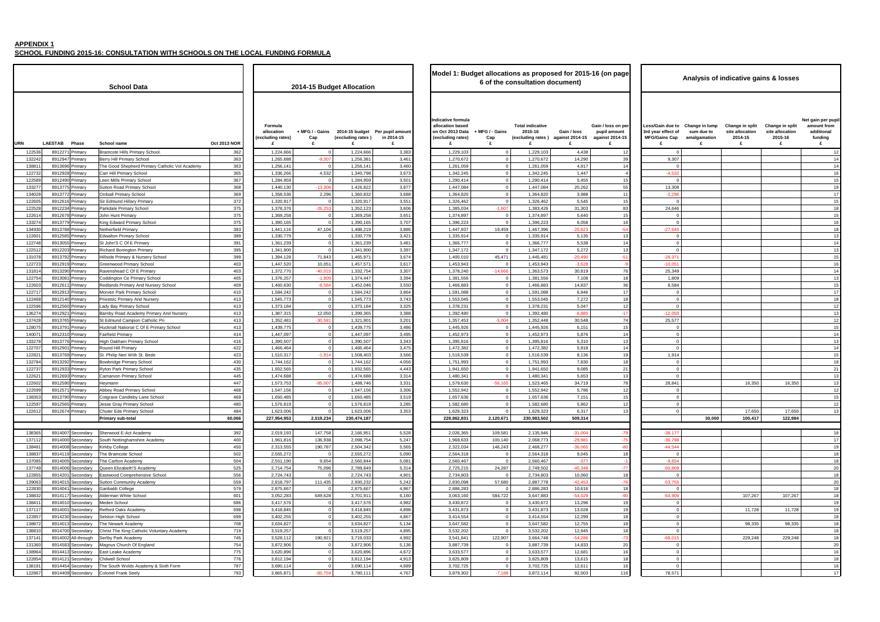**APPENDIX 1**
**SCHOOL FUNDING 2015-16: CONSULTATION WITH SCHOOLS ON THE LOCAL FUNDING FORMULA**

| School Data | | | | | 2014-15 Budget Allocation | | | | Model 1: Budget allocations as proposed for 2015-16 (on page 6 of the consultation document) | | | | | Analysis of indicative gains & losses | | | | |
|---|---|---|---|---|---|---|---|---|---|---|---|---|---|---|---|---|---|---|
| URN | LAESTAB | Phase | School name | Oct 2013 NOR | Formula allocation (excluding rates) £ | + MFG / - Gains Cap £ | 2014-15 budget (excluding rates ) £ | Per pupil amount in 2014-15 £ | Indicative formula allocation based on Oct 2014 Data (excluding rates) £ | + MFG / - Gains Cap £ | Total indicative 2015-16 (excluding rates ) £ | Gain / loss against 2014-15 £ | Gain / loss on per pupil amount against 2014-15 £ | Loss/Gain due to 3rd year effect of MFG/Gains Cap £ | Change in lump sum due to amalgamation £ | Change in split site allocation 2014-15 £ | Change in split site allocation 2015-16 £ | Net gain per pupil amount from additional funding £ |
| 122536 | 8912271 | Primary | Bramcote Hills Primary School. | 362 | 1,224,666 | 0 | 1,224,666 | 3,383 | 1,229,103 | 0 | 1,229,103 | 4,438 | 12 | 0 | | | | 12 |
| 132242 | 8912947 | Primary | Berry Hill Primary School | 363 | 1,265,688 | -9,307 | 1,256,381 | 3,461 | 1,270,672 | 0 | 1,270,672 | 14,290 | 39 | 9,307 | | | | 14 |
| 138811 | 8913696 | Primary | The Good Shepherd Primary Catholic Vol Academy | 363 | 1,256,141 | 0 | 1,256,141 | 3,460 | 1,261,059 | 0 | 1,261,059 | 4,917 | 14 | 0 | | | | 14 |
| 122732 | 8912928 | Primary | Carr Hill Primary School | 365 | 1,336,266 | 4,532 | 1,340,798 | 3,673 | 1,342,245 | 0 | 1,342,245 | 1,447 | 4 | -4,532 | | | | 16 |
| 122589 | 8912490 | Primary | Leen Mills Primary School | 367 | 1,284,959 | 0 | 1,284,959 | 3,501 | 1,290,414 | 0 | 1,290,414 | 5,455 | 15 | 0 | | | | 15 |
| 133277 | 8913775 | Primary | Sutton Road Primary School | 368 | 1,440,130 | -13,308 | 1,426,822 | 3,877 | 1,447,084 | 0 | 1,447,084 | 20,262 | 55 | 13,308 | | | | 19 |
| 134028 | 8913772 | Primary | Ordsall Primary School | 369 | 1,358,536 | 2,296 | 1,360,832 | 3,688 | 1,364,820 | 0 | 1,364,820 | 3,988 | 11 | -2,296 | | | | 17 |
| 122605 | 8912616 | Primary | Sir Edmund Hillary Primary | 372 | 1,320,917 | 0 | 1,320,917 | 3,551 | 1,326,462 | 0 | 1,326,462 | 5,545 | 15 | 0 | | | | 15 |
| 122528 | 8912234 | Primary | Parkdale Primary School | 375 | 1,378,376 | -26,253 | 1,352,123 | 3,606 | 1,385,034 | -1,607 | 1,383,426 | 31,303 | 83 | 24,646 | | | | 18 |
| 122614 | 8912678 | Primary | John Hunt Primary | 375 | 1,369,258 | 0 | 1,369,258 | 3,651 | 1,374,897 | 0 | 1,374,897 | 5,640 | 15 | 0 | | | | 15 |
| 133274 | 8913779 | Primary | King Edward Primary School | 375 | 1,390,165 | 0 | 1,390,165 | 3,707 | 1,396,223 | 0 | 1,396,223 | 6,058 | 16 | 0 | | | | 16 |
| 134930 | 8913788 | Primary | Netherfield Primary | 383 | 1,441,116 | 47,104 | 1,488,219 | 3,886 | 1,447,937 | 19,459 | 1,467,396 | -20,823 | -54 | -27,645 | | | | 18 |
| 122601 | 8912585 | Primary | Edwalton Primary School | 389 | 1,330,779 | 0 | 1,330,779 | 3,421 | 1,335,914 | 0 | 1,335,914 | 5,135 | 13 | 0 | | | | 13 |
| 122748 | 8913055 | Primary | St John'S C Of E Primary | 391 | 1,361,239 | 0 | 1,361,239 | 3,481 | 1,366,777 | 0 | 1,366,777 | 5,538 | 14 | 0 | | | | 14 |
| 122512 | 8912203 | Primary | Richard Bonington Primary | 395 | 1,341,900 | 0 | 1,341,900 | 3,397 | 1,347,172 | 0 | 1,347,172 | 5,272 | 13 | 0 | | | | 13 |
| 131078 | 8913792 | Primary | Hillside Primary & Nursery School | 399 | 1,394,128 | 71,843 | 1,465,971 | 3,674 | 1,400,010 | 45,471 | 1,445,481 | -20,490 | -51 | -26,371 | | | | 15 |
| 122723 | 8912919 | Primary | Greenwood Primary School | 403 | 1,447,520 | 10,051 | 1,457,571 | 3,617 | 1,453,943 | 0 | 1,453,943 | -3,628 | -9 | -10,051 | | | | 16 |
| 131814 | 8913290 | Primary | Ravenshead C Of E Primary | 403 | 1,372,770 | -40,015 | 1,332,754 | 3,307 | 1,378,240 | -14,666 | 1,363,573 | 30,819 | 76 | 25,349 | | | | 14 |
| 122754 | 8913081 | Primary | Coddington Ce Primary School | 405 | 1,376,257 | -1,809 | 1,374,447 | 3,394 | 1,381,556 | 0 | 1,381,556 | 7,108 | 18 | 1,809 | | | | 13 |
| 122603 | 8912611 | Primary | Redlands Primary And Nursery School | 409 | 1,460,630 | -8,584 | 1,452,046 | 3,550 | 1,466,883 | 0 | 1,466,883 | 14,837 | 36 | 8,584 | | | | 15 |
| 122717 | 8912913 | Primary | Morven Park Primary School | 410 | 1,584,242 | 0 | 1,584,242 | 3,864 | 1,591,088 | 0 | 1,591,088 | 6,846 | 17 | 0 | | | | 17 |
| 122468 | 8912140 | Primary | Priestsic Primary And Nursery | 413 | 1,545,773 | 0 | 1,545,773 | 3,743 | 1,553,045 | 0 | 1,553,045 | 7,272 | 18 | 0 | | | | 18 |
| 122596 | 8912560 | Primary | Lady Bay Primary School | 413 | 1,373,184 | 0 | 1,373,184 | 3,325 | 1,378,231 | 0 | 1,378,231 | 5,047 | 12 | 0 | | | | 12 |
| 136274 | 8912921 | Primary | Barnby Road Academy Primary And Nursery | 413 | 1,387,315 | 12,050 | 1,399,365 | 3,388 | 1,392,480 | 0 | 1,392,480 | -6,885 | -17 | -12,050 | | | | 13 |
| 137428 | 8913765 | Primary | St Edmund Campion Catholic Pri | 413 | 1,352,481 | -30,581 | 1,321,901 | 3,201 | 1,357,453 | -5,004 | 1,352,448 | 30,548 | 74 | 25,577 | | | | 12 |
| 128075 | 8913791 | Primary | Hucknall National C Of E Primary School | 413 | 1,439,775 | 0 | 1,439,775 | 3,486 | 1,445,926 | 0 | 1,445,926 | 6,151 | 15 | 0 | | | | 15 |
| 140071 | 8912310 | Primary | Fairfield Primary | 414 | 1,447,097 | 0 | 1,447,097 | 3,495 | 1,452,973 | 0 | 1,452,973 | 5,876 | 14 | 0 | | | | 14 |
| 133278 | 8913776 | Primary | High Oakham Primary School | 416 | 1,390,507 | 0 | 1,390,507 | 3,343 | 1,395,816 | 0 | 1,395,816 | 5,310 | 13 | 0 | | | | 13 |
| 122707 | 8912901 | Primary | Round Hill Primary | 422 | 1,466,464 | 0 | 1,466,464 | 3,475 | 1,472,382 | 0 | 1,472,382 | 5,918 | 14 | 0 | | | | 14 |
| 122821 | 8913769 | Primary | St. Philip Neri With St. Bede | 423 | 1,510,317 | -1,914 | 1,508,403 | 3,566 | 1,516,539 | 0 | 1,516,539 | 8,136 | 19 | 1,914 | | | | 15 |
| 132784 | 8913292 | Primary | Bowbridge Primary School | 430 | 1,744,162 | 0 | 1,744,162 | 4,056 | 1,751,993 | 0 | 1,751,993 | 7,830 | 18 | 0 | | | | 18 |
| 122737 | 8912933 | Primary | Ryton Park Primary School | 435 | 1,932,565 | 0 | 1,932,565 | 4,443 | 1,941,650 | 0 | 1,941,650 | 9,085 | 21 | 0 | | | | 21 |
| 122621 | 8912693 | Primary | Carnarvon Primary School | 445 | 1,474,688 | 0 | 1,474,688 | 3,314 | 1,480,341 | 0 | 1,480,341 | 5,653 | 13 | 0 | | | | 13 |
| 122602 | 8912590 | Primary | Heymann | 447 | 1,573,753 | -85,007 | 1,488,746 | 3,331 | 1,579,630 | -56,165 | 1,523,465 | 34,719 | 78 | 28,841 | | 16,350 | 16,350 | 13 |
| 122599 | 8912571 | Primary | Abbey Road Primary School | 468 | 1,547,156 | 0 | 1,547,156 | 3,306 | 1,552,942 | 0 | 1,552,942 | 5,786 | 12 | 0 | | | | 12 |
| 138353 | 8913790 | Primary | Cotgrave Candleby Lane School | 469 | 1,650,485 | 0 | 1,650,485 | 3,519 | 1,657,636 | 0 | 1,657,636 | 7,151 | 15 | 0 | | | | 15 |
| 122597 | 8912565 | Primary | Jesse Gray Primary School | 480 | 1,576,819 | 0 | 1,576,819 | 3,285 | 1,582,680 | 0 | 1,582,680 | 5,862 | 12 | 0 | | | | 12 |
| 122612 | 8912674 | Primary | Chuter Ede Primary School | 484 | 1,623,006 | 0 | 1,623,006 | 3,353 | 1,629,323 | 0 | 1,629,323 | 6,317 | 13 | 0 | | 17,650 | 17,650 | 13 |
| | | | **Primary sub-total** | **60,066** | **227,954,953** | **2,519,234** | **230,474,187** | | **228,862,831** | **2,120,671** | **230,983,502** | **509,314** | | | **30,000** | **100,417** | **122,984** | |
| 138365 | 8914007 | Secondary | Sherwood E-Act Academy | 392 | 2,019,193 | 147,758 | 2,166,951 | 5,528 | 2,026,365 | 109,581 | 2,135,946 | -31,004 | -79 | -38,177 | | | | 18 |
| 137112 | 8914000 | Secondary | South Nottinghamshire Academy | 400 | 1,961,816 | 136,938 | 2,098,754 | 5,247 | 1,968,633 | 100,140 | 2,068,773 | -29,981 | -75 | -36,798 | | | | 17 |
| 138481 | 8914008 | Secondary | Kirkby College | 450 | 2,313,555 | 190,787 | 2,504,342 | 5,565 | 2,322,034 | 146,243 | 2,468,277 | -36,065 | -80 | -44,544 | | | | 19 |
| 138837 | 8914119 | Secondary | The Bramcote School | 502 | 2,555,272 | 0 | 2,555,272 | 5,090 | 2,564,318 | 0 | 2,564,318 | 9,045 | 18 | 0 | | | | 18 |
| 137085 | 8914005 | Secondary | The Carlton Academy | 504 | 2,551,190 | 9,654 | 2,560,844 | 5,081 | 2,560,467 | 0 | 2,560,467 | -377 | -1 | -9,654 | | | | 18 |
| 137749 | 8914006 | Secondary | Queen Elizabeth'S Academy | 525 | 2,714,754 | 75,096 | 2,789,849 | 5,314 | 2,725,215 | 24,287 | 2,749,502 | -40,348 | -77 | -50,809 | | | | 20 |
| 122855 | 8914201 | Secondary | Eastwood Comprehensive School | 556 | 2,724,743 | 0 | 2,724,743 | 4,901 | 2,734,803 | 0 | 2,734,803 | 10,060 | 18 | 0 | | | | 18 |
| 139063 | 8914015 | Secondary | Sutton Community Academy | 559 | 2,818,797 | 111,435 | 2,930,232 | 5,242 | 2,830,098 | 57,680 | 2,887,778 | -42,453 | -76 | -53,755 | | | | 20 |
| 122830 | 8914041 | Secondary | Garibaldi College | 579 | 2,875,667 | 0 | 2,875,667 | 4,967 | 2,886,283 | 0 | 2,886,283 | 10,616 | 18 | 0 | | | | 18 |
| 138832 | 8914117 | Secondary | Alderman White School | 601 | 3,052,283 | 649,628 | 3,701,911 | 6,160 | 3,063,160 | 584,722 | 3,647,883 | -54,029 | -90 | -64,906 | | 107,267 | 107,267 | 18 |
| 138411 | 8914010 | Secondary | Meden School | 686 | 3,417,576 | 0 | 3,417,576 | 4,982 | 3,430,872 | 0 | 3,430,872 | 13,296 | 19 | 0 | | | | 19 |
| 137117 | 8914001 | Secondary | Retford Oaks Academy | 698 | 3,418,845 | 0 | 3,418,845 | 4,898 | 3,431,873 | 0 | 3,431,873 | 13,028 | 19 | 0 | | 11,728 | 11,728 | 19 |
| 122857 | 8914230 | Secondary | Selston High School | 699 | 3,402,255 | 0 | 3,402,255 | 4,867 | 3,414,554 | 0 | 3,414,554 | 12,299 | 18 | 0 | | | | 18 |
| 138872 | 8914013 | Secondary | The Newark Academy | 708 | 3,634,827 | 0 | 3,634,827 | 5,134 | 3,647,582 | 0 | 3,647,582 | 12,755 | 18 | 0 | | 98,335 | 98,335 | 18 |
| 138810 | 8914700 | Secondary | Christ The King Catholic Voluntary Academy | 719 | 3,519,257 | 0 | 3,519,257 | 4,895 | 3,532,202 | 0 | 3,532,202 | 12,945 | 18 | 0 | | | | 18 |
| 137141 | 8914002 | All-through | Serlby Park Academy | 745 | 3,528,112 | 190,921 | 3,719,033 | 4,992 | 3,541,841 | 122,907 | 3,664,748 | -54,286 | -73 | -68,015 | | 229,248 | 229,248 | 18 |
| 131360 | 8914583 | Secondary | Magnus Church Of England | 754 | 3,872,906 | 0 | 3,872,906 | 5,136 | 3,887,739 | 0 | 3,887,739 | 14,833 | 20 | 0 | | | | 20 |
| 138964 | 8914413 | Secondary | East Leake Academy | 775 | 3,620,896 | 0 | 3,620,896 | 4,672 | 3,633,577 | 0 | 3,633,577 | 12,681 | 16 | 0 | | | | 16 |
| 122854 | 8914121 | Secondary | Chilwell School | 776 | 3,812,194 | 0 | 3,812,194 | 4,913 | 3,825,809 | 0 | 3,825,809 | 13,615 | 18 | 0 | | | | 18 |
| 138191 | 8914454 | Secondary | The South Wolds Academy & Sixth Form | 787 | 3,690,114 | 0 | 3,690,114 | 4,689 | 3,702,725 | 0 | 3,702,725 | 12,611 | 16 | 0 | | | | 16 |
| 122867 | 8914409 | Secondary | Colonel Frank Seely | 793 | 3,865,871 | -85,759 | 3,780,111 | 4,767 | 3,879,302 | -7,188 | 3,872,114 | 92,003 | 116 | 78,571 | | | | 17 |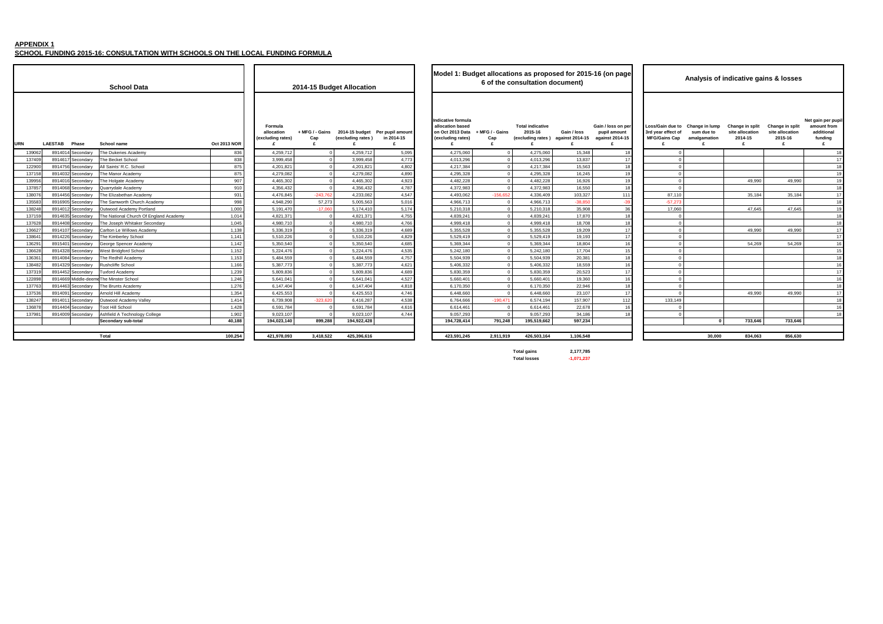**APPENDIX 1**

**SCHOOL FUNDING 2015-16: CONSULTATION WITH SCHOOLS ON THE LOCAL FUNDING FORMULA**

| School Data | | | | | 2014-15 Budget Allocation | | | | Model 1: Budget allocations as proposed for 2015-16 (on page 6 of the consultation document) | | | | | Analysis of indicative gains & losses | | | | |
|---|---|---|---|---|---|---|---|---|---|---|---|---|---|---|---|---|---|---|
| URN | LAESTAB | Phase | School name | Oct 2013 NOR | Formula allocation (excluding rates) £ | + MFG / - Gains Cap £ | 2014-15 budget (excluding rates ) £ | Per pupil amount in 2014-15 £ | Indicative formula allocation based on Oct 2013 Data (excluding rates) £ | + MFG / - Gains Cap £ | Total indicative 2015-16 (excluding rates ) £ | Gain / loss against 2014-15 £ | Gain / loss on per pupil amount against 2014-15 £ | Loss/Gain due to 3rd year effect of MFG/Gains Cap £ | Change in lump sum due to amalgamation £ | Change in split site allocation 2014-15 £ | Change in split site allocation 2015-16 £ | Net gain per pupil amount from additional funding £ |
| 139062 | 8914014 | Secondary | The Dukeries Academy | 836 | 4,259,712 | 0 | 4,259,712 | 5,095 | 4,275,060 | 0 | 4,275,060 | 15,348 | 18 | 0 | | | | 18 |
| 137409 | 8914617 | Secondary | The Becket School | 838 | 3,999,458 | 0 | 3,999,458 | 4,773 | 4,013,296 | 0 | 4,013,296 | 13,837 | 17 | 0 | | | | 17 |
| 122900 | 8914756 | Secondary | All Saints' R.C. School | 875 | 4,201,821 | 0 | 4,201,821 | 4,802 | 4,217,384 | 0 | 4,217,384 | 15,563 | 18 | 0 | | | | 18 |
| 137158 | 8914032 | Secondary | The Manor Academy | 875 | 4,279,082 | 0 | 4,279,082 | 4,890 | 4,295,328 | 0 | 4,295,328 | 16,245 | 19 | 0 | | | | 19 |
| 139956 | 8914016 | Secondary | The Holgate Academy | 907 | 4,465,302 | 0 | 4,465,302 | 4,923 | 4,482,228 | 0 | 4,482,228 | 16,926 | 19 | 0 | | 49,990 | 49,990 | 19 |
| 137857 | 8914068 | Secondary | Quarrydale Academy | 910 | 4,356,432 | 0 | 4,356,432 | 4,787 | 4,372,983 | 0 | 4,372,983 | 16,550 | 18 | 0 | | | | 18 |
| 138076 | 8914456 | Secondary | The Elizabethan Academy | 931 | 4,476,845 | -243,762 | 4,233,082 | 4,547 | 4,493,062 | -156,652 | 4,336,409 | 103,327 | 111 | 87,110 | | 35,184 | 35,184 | 17 |
| 135583 | 8916905 | Secondary | The Samworth Church Academy | 998 | 4,948,290 | 57,273 | 5,005,563 | 5,016 | 4,966,713 | 0 | 4,966,713 | -38,850 | -39 | -57,273 | | | | 18 |
| 138248 | 8914012 | Secondary | Outwood Academy Portland | 1,000 | 5,191,470 | -17,060 | 5,174,410 | 5,174 | 5,210,318 | 0 | 5,210,318 | 35,908 | 36 | 17,060 | | 47,645 | 47,645 | 19 |
| 137159 | 8914635 | Secondary | The National Church Of England Academy | 1,014 | 4,821,371 | 0 | 4,821,371 | 4,755 | 4,839,241 | 0 | 4,839,241 | 17,870 | 18 | 0 | | | | 18 |
| 137628 | 8914408 | Secondary | The Joseph Whitaker Secondary | 1,045 | 4,980,710 | 0 | 4,980,710 | 4,766 | 4,999,418 | 0 | 4,999,418 | 18,708 | 18 | 0 | | | | 18 |
| 136627 | 8914107 | Secondary | Carlton Le Willows Academy | 1,138 | 5,336,319 | 0 | 5,336,319 | 4,689 | 5,355,528 | 0 | 5,355,528 | 19,209 | 17 | 0 | | 49,990 | 49,990 | 17 |
| 138641 | 8914226 | Secondary | The Kimberley School | 1,141 | 5,510,226 | 0 | 5,510,226 | 4,829 | 5,529,419 | 0 | 5,529,419 | 19,193 | 17 | 0 | | | | 17 |
| 136291 | 8915401 | Secondary | George Spencer Academy | 1,142 | 5,350,540 | 0 | 5,350,540 | 4,685 | 5,369,344 | 0 | 5,369,344 | 18,804 | 16 | 0 | | 54,269 | 54,269 | 16 |
| 136628 | 8914328 | Secondary | West Bridgford School | 1,152 | 5,224,476 | 0 | 5,224,476 | 4,535 | 5,242,180 | 0 | 5,242,180 | 17,704 | 15 | 0 | | | | 15 |
| 136361 | 8914084 | Secondary | The Redhill Academy | 1,153 | 5,484,559 | 0 | 5,484,559 | 4,757 | 5,504,939 | 0 | 5,504,939 | 20,381 | 18 | 0 | | | | 18 |
| 138482 | 8914329 | Secondary | Rushcliffe School | 1,166 | 5,387,773 | 0 | 5,387,773 | 4,621 | 5,406,332 | 0 | 5,406,332 | 18,559 | 16 | 0 | | | | 16 |
| 137319 | 8914452 | Secondary | Tuxford Academy | 1,239 | 5,809,836 | 0 | 5,809,836 | 4,689 | 5,830,359 | 0 | 5,830,359 | 20,523 | 17 | 0 | | | | 17 |
| 122898 | 8914669 | Middle-deeme | The Minster School | 1,246 | 5,641,041 | 0 | 5,641,041 | 4,527 | 5,660,401 | 0 | 5,660,401 | 19,360 | 16 | 0 | | | | 16 |
| 137763 | 8914463 | Secondary | The Brunts Academy | 1,276 | 6,147,404 | 0 | 6,147,404 | 4,818 | 6,170,350 | 0 | 6,170,350 | 22,946 | 18 | 0 | | | | 18 |
| 137536 | 8914091 | Secondary | Arnold Hill Academy | 1,354 | 6,425,553 | 0 | 6,425,553 | 4,746 | 6,448,660 | 0 | 6,448,660 | 23,107 | 17 | 0 | | 49,990 | 49,990 | 17 |
| 138247 | 8914011 | Secondary | Outwood Academy Valley | 1,414 | 6,739,908 | -323,620 | 6,416,287 | 4,538 | 6,764,666 | -190,471 | 6,574,194 | 157,907 | 112 | 133,149 | | | | 18 |
| 136878 | 8914404 | Secondary | Toot Hill School | 1,428 | 6,591,784 | 0 | 6,591,784 | 4,616 | 6,614,461 | 0 | 6,614,461 | 22,678 | 16 | 0 | | | | 16 |
| 137981 | 8914009 | Secondary | Ashfield A Technology College | 1,902 | 9,023,107 | 0 | 9,023,107 | 4,744 | 9,057,293 | 0 | 9,057,293 | 34,186 | 18 | 0 | | | | 18 |
| | | | Secondary sub-total | 40,188 | 194,023,140 | 899,288 | 194,922,428 | | 194,728,414 | 791,248 | 195,519,662 | 597,234 | | | 0 | 733,646 | 733,646 | |
| | | | Total | 100,254 | 421,978,093 | 3,418,522 | 425,396,616 | | 423,591,245 | 2,911,919 | 426,503,164 | 1,106,548 | | | 30,000 | 834,063 | 856,630 | |

**Total gains** 2,177,785
**Total losses** -1,071,237